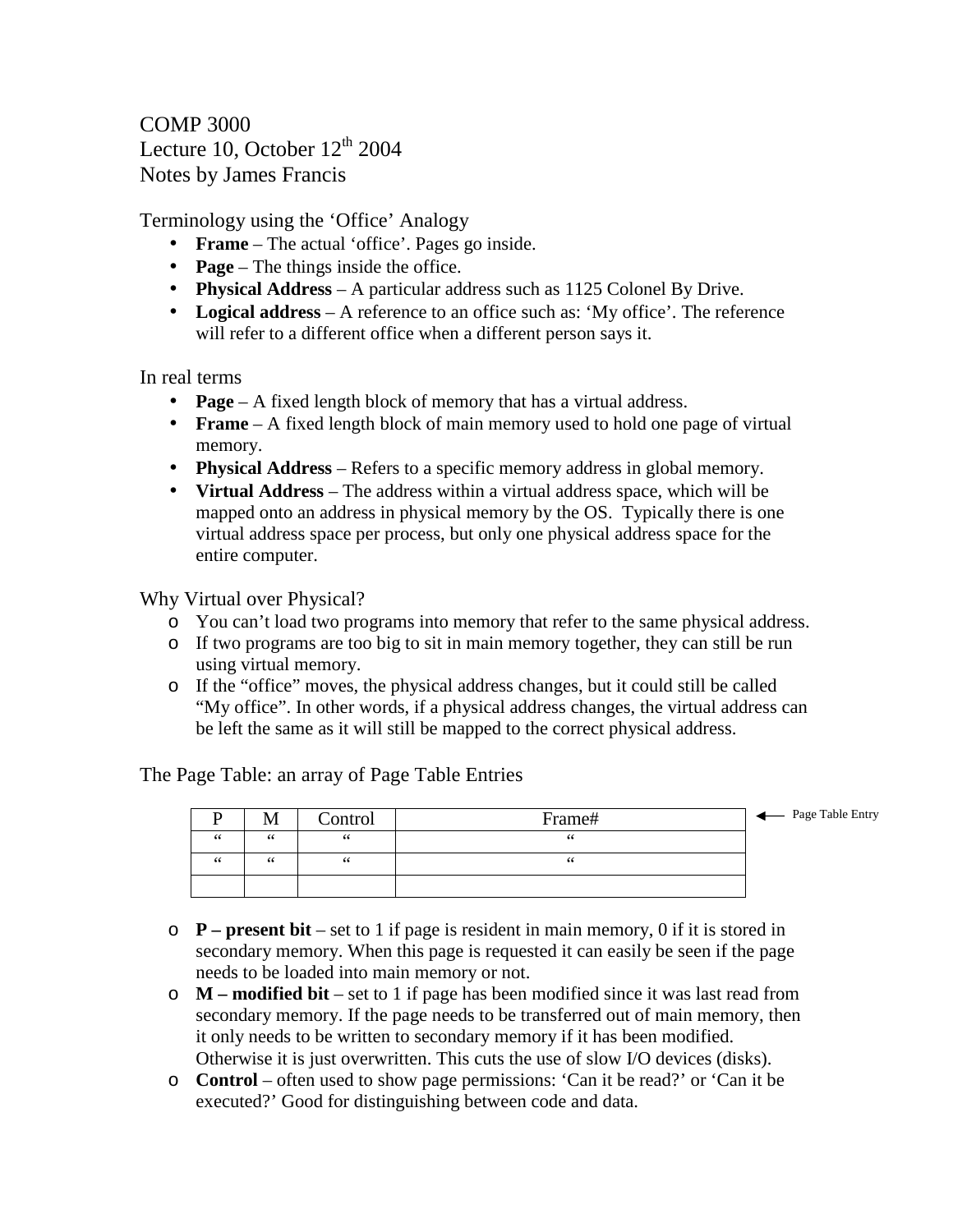COMP 3000
Lecture 10, October 12th 2004
Notes by James Francis

Terminology using the 'Office' Analogy

- **Frame** – The actual 'office'. Pages go inside.
- **Page** – The things inside the office.
- **Physical Address** – A particular address such as 1125 Colonel By Drive.
- **Logical address** – A reference to an office such as: 'My office'. The reference will refer to a different office when a different person says it.

In real terms

- **Page** – A fixed length block of memory that has a virtual address.
- **Frame** – A fixed length block of main memory used to hold one page of virtual memory.
- **Physical Address** – Refers to a specific memory address in global memory.
- **Virtual Address** – The address within a virtual address space, which will be mapped onto an address in physical memory by the OS. Typically there is one virtual address space per process, but only one physical address space for the entire computer.

Why Virtual over Physical?

- You can't load two programs into memory that refer to the same physical address.
- If two programs are too big to sit in main memory together, they can still be run using virtual memory.
- If the "office" moves, the physical address changes, but it could still be called "My office". In other words, if a physical address changes, the virtual address can be left the same as it will still be mapped to the correct physical address.

The Page Table: an array of Page Table Entries

| P | M | Control | Frame# |
|---|---|---|---|
| " | " | " | " |
| " | " | " | " |
| | | | |

← Page Table Entry

- **P – present bit** – set to 1 if page is resident in main memory, 0 if it is stored in secondary memory. When this page is requested it can easily be seen if the page needs to be loaded into main memory or not.
- **M – modified bit** – set to 1 if page has been modified since it was last read from secondary memory. If the page needs to be transferred out of main memory, then it only needs to be written to secondary memory if it has been modified. Otherwise it is just overwritten. This cuts the use of slow I/O devices (disks).
- **Control** – often used to show page permissions: 'Can it be read?' or 'Can it be executed?' Good for distinguishing between code and data.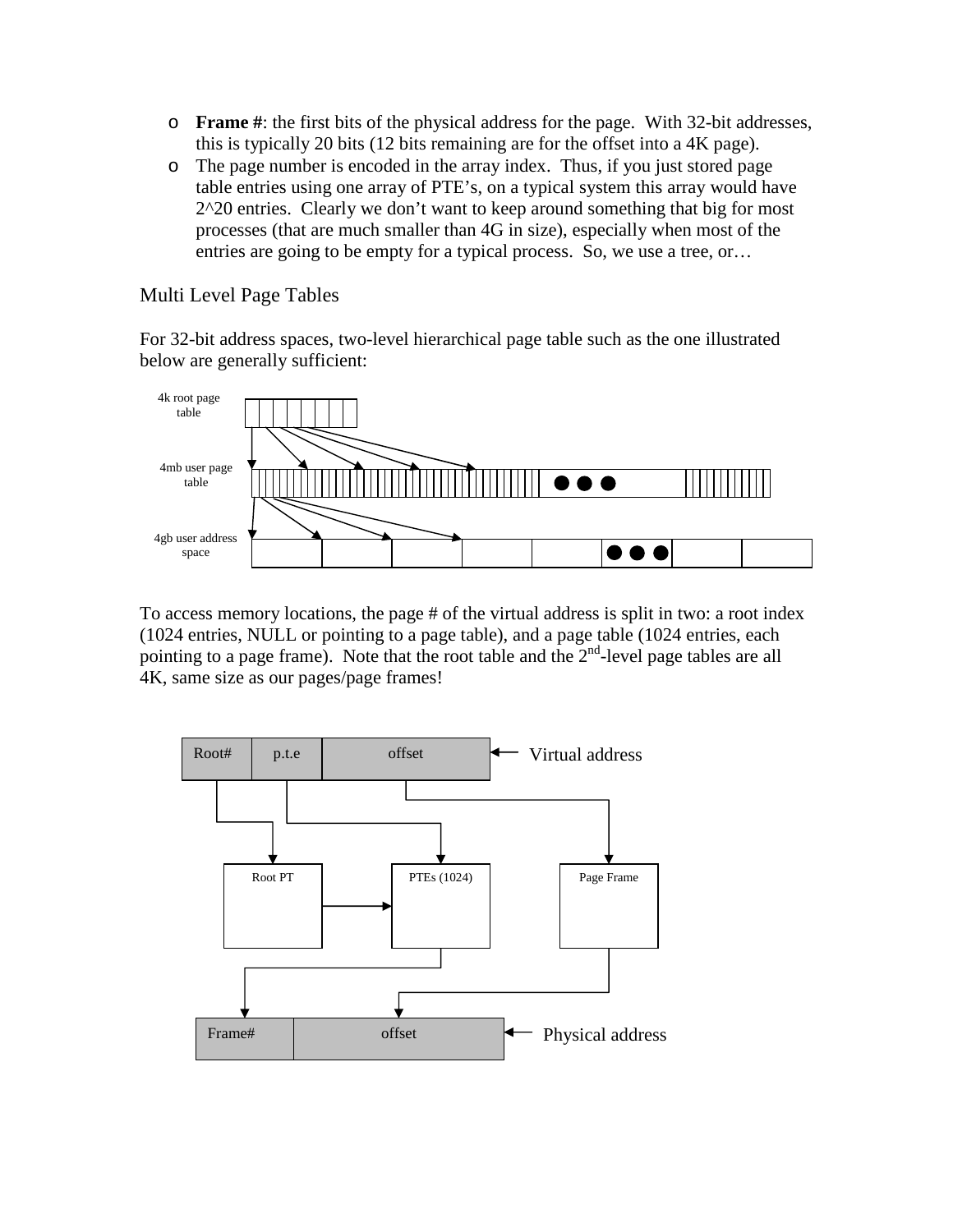- **Frame #**: the first bits of the physical address for the page. With 32-bit addresses, this is typically 20 bits (12 bits remaining are for the offset into a 4K page).
- The page number is encoded in the array index. Thus, if you just stored page table entries using one array of PTE's, on a typical system this array would have 2^20 entries. Clearly we don't want to keep around something that big for most processes (that are much smaller than 4G in size), especially when most of the entries are going to be empty for a typical process. So, we use a tree, or…

## Multi Level Page Tables

For 32-bit address spaces, two-level hierarchical page table such as the one illustrated below are generally sufficient:

To access memory locations, the page # of the virtual address is split in two: a root index (1024 entries, NULL or pointing to a page table), and a page table (1024 entries, each pointing to a page frame). Note that the root table and the 2nd-level page tables are all 4K, same size as our pages/page frames!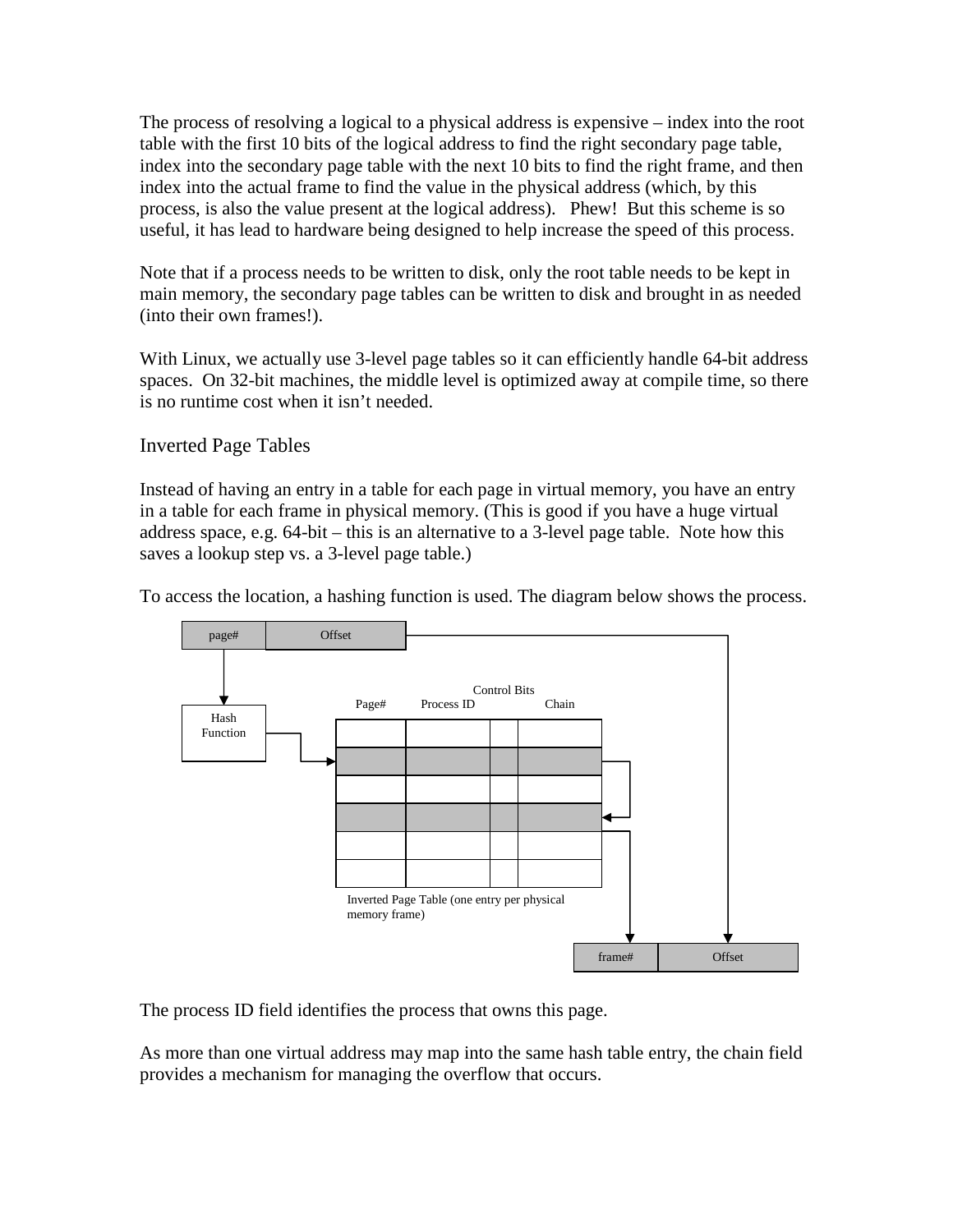The process of resolving a logical to a physical address is expensive – index into the root table with the first 10 bits of the logical address to find the right secondary page table, index into the secondary page table with the next 10 bits to find the right frame, and then index into the actual frame to find the value in the physical address (which, by this process, is also the value present at the logical address). Phew! But this scheme is so useful, it has lead to hardware being designed to help increase the speed of this process.

Note that if a process needs to be written to disk, only the root table needs to be kept in main memory, the secondary page tables can be written to disk and brought in as needed (into their own frames!).

With Linux, we actually use 3-level page tables so it can efficiently handle 64-bit address spaces. On 32-bit machines, the middle level is optimized away at compile time, so there is no runtime cost when it isn't needed.

## Inverted Page Tables

Instead of having an entry in a table for each page in virtual memory, you have an entry in a table for each frame in physical memory. (This is good if you have a huge virtual address space, e.g. 64-bit – this is an alternative to a 3-level page table. Note how this saves a lookup step vs. a 3-level page table.)

To access the location, a hashing function is used. The diagram below shows the process.

| page# | Offset |
|---|---|

Hash Function

| Page# | Process ID | Control Bits | Chain |
|---|---|---|---|
| | | | |
| | | | |
| | | | |
| | | | |
| | | | |
| | | | |

Inverted Page Table (one entry per physical memory frame)

| frame# | Offset |
|---|---|

The process ID field identifies the process that owns this page.

As more than one virtual address may map into the same hash table entry, the chain field provides a mechanism for managing the overflow that occurs.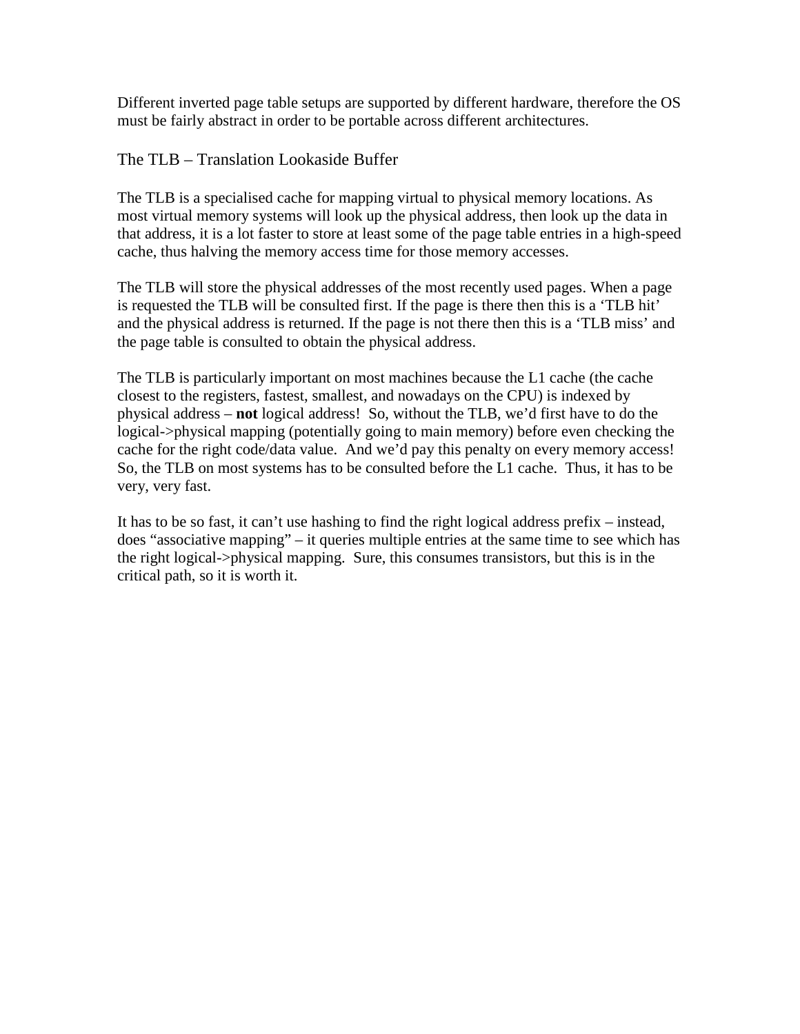Different inverted page table setups are supported by different hardware, therefore the OS must be fairly abstract in order to be portable across different architectures.

## The TLB – Translation Lookaside Buffer

The TLB is a specialised cache for mapping virtual to physical memory locations. As most virtual memory systems will look up the physical address, then look up the data in that address, it is a lot faster to store at least some of the page table entries in a high-speed cache, thus halving the memory access time for those memory accesses.

The TLB will store the physical addresses of the most recently used pages. When a page is requested the TLB will be consulted first. If the page is there then this is a 'TLB hit' and the physical address is returned. If the page is not there then this is a 'TLB miss' and the page table is consulted to obtain the physical address.

The TLB is particularly important on most machines because the L1 cache (the cache closest to the registers, fastest, smallest, and nowadays on the CPU) is indexed by physical address – **not** logical address! So, without the TLB, we'd first have to do the logical->physical mapping (potentially going to main memory) before even checking the cache for the right code/data value. And we'd pay this penalty on every memory access! So, the TLB on most systems has to be consulted before the L1 cache. Thus, it has to be very, very fast.

It has to be so fast, it can't use hashing to find the right logical address prefix – instead, does "associative mapping" – it queries multiple entries at the same time to see which has the right logical->physical mapping. Sure, this consumes transistors, but this is in the critical path, so it is worth it.